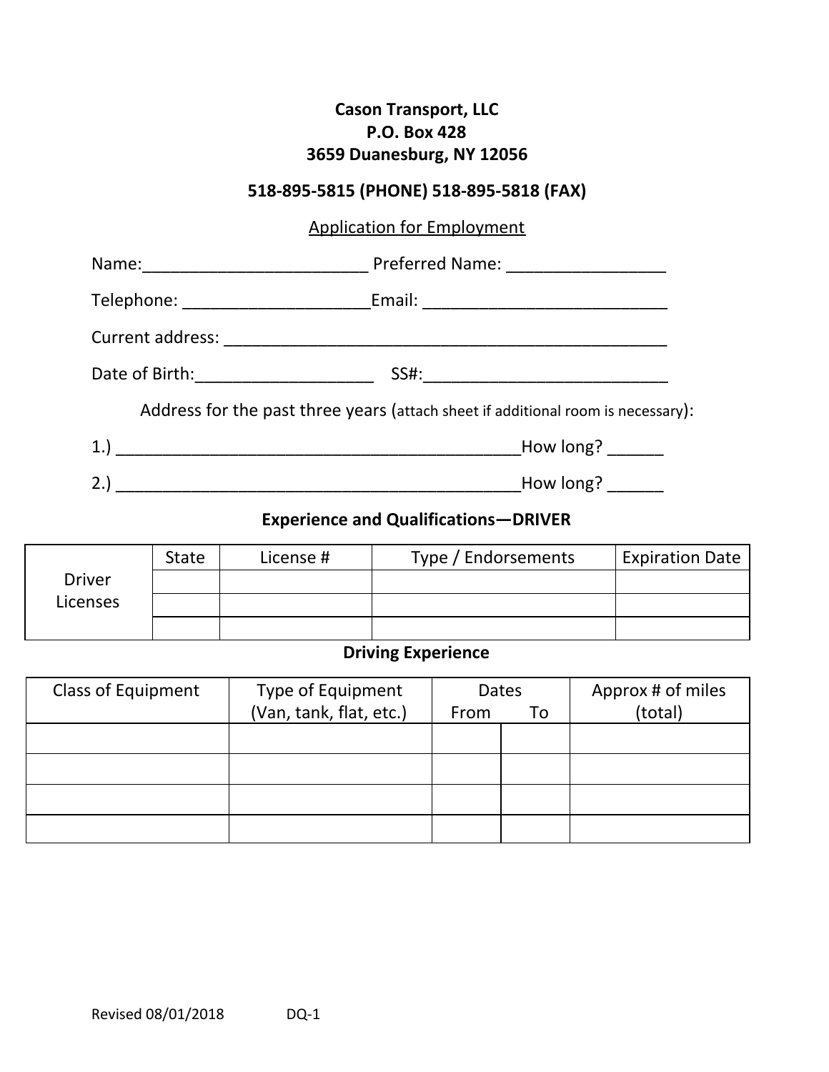**Cason Transport, LLC**
**P.O. Box 428**
**3659 Duanesburg, NY 12056**

**518-895-5815 (PHONE) 518-895-5818 (FAX)**

Application for Employment

Name:________________________ Preferred Name: _________________

Telephone: ____________________Email: __________________________

Current address: _______________________________________________

Date of Birth:___________________ SS#:__________________________

Address for the past three years (attach sheet if additional room is necessary):

1.) ____________________________________________How long? ______

2.) ____________________________________________How long? ______

## Experience and Qualifications—DRIVER

| | State | License # | Type / Endorsements | Expiration Date |
|---|---|---|---|---|
| Driver Licenses | | | | |
| | | | | |
| | | | | |

## Driving Experience

| Class of Equipment | Type of Equipment (Van, tank, flat, etc.) | Dates From | To | Approx # of miles (total) |
|---|---|---|---|---|
| | | | | |
| | | | | |
| | | | | |
| | | | | |

Revised 08/01/2018 DQ-1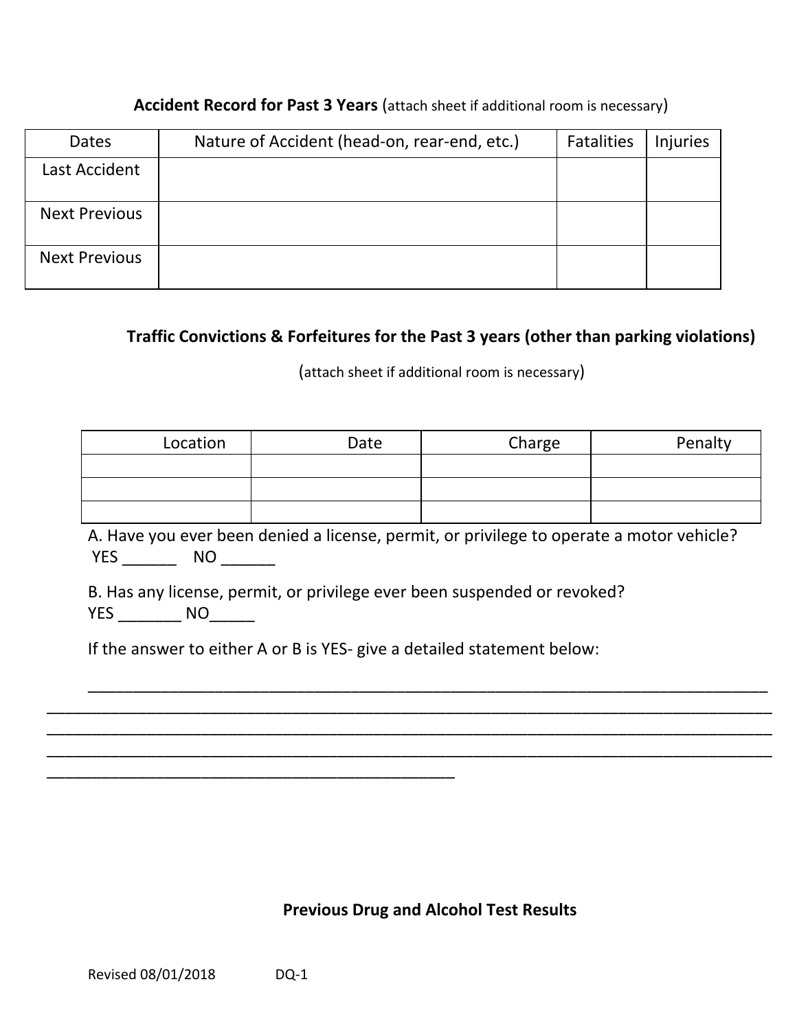**Accident Record for Past 3 Years** (attach sheet if additional room is necessary)

| Dates | Nature of Accident (head-on, rear-end, etc.) | Fatalities | Injuries |
|---|---|---|---|
| Last Accident | | | |
| Next Previous | | | |
| Next Previous | | | |

**Traffic Convictions & Forfeitures for the Past 3 years (other than parking violations)**

(attach sheet if additional room is necessary)

| Location | Date | Charge | Penalty |
|---|---|---|---|
| | | | |
| | | | |
| | | | |

A. Have you ever been denied a license, permit, or privilege to operate a motor vehicle?
YES ______ NO ______

B. Has any license, permit, or privilege ever been suspended or revoked?
YES _______ NO_____

If the answer to either A or B is YES- give a detailed statement below:

_____________________________________________________________________________
_____________________________________________________________________________
_____________________________________________________________________________
_____________________________________________________________________________
________________________________________________

**Previous Drug and Alcohol Test Results**

Revised 08/01/2018 DQ-1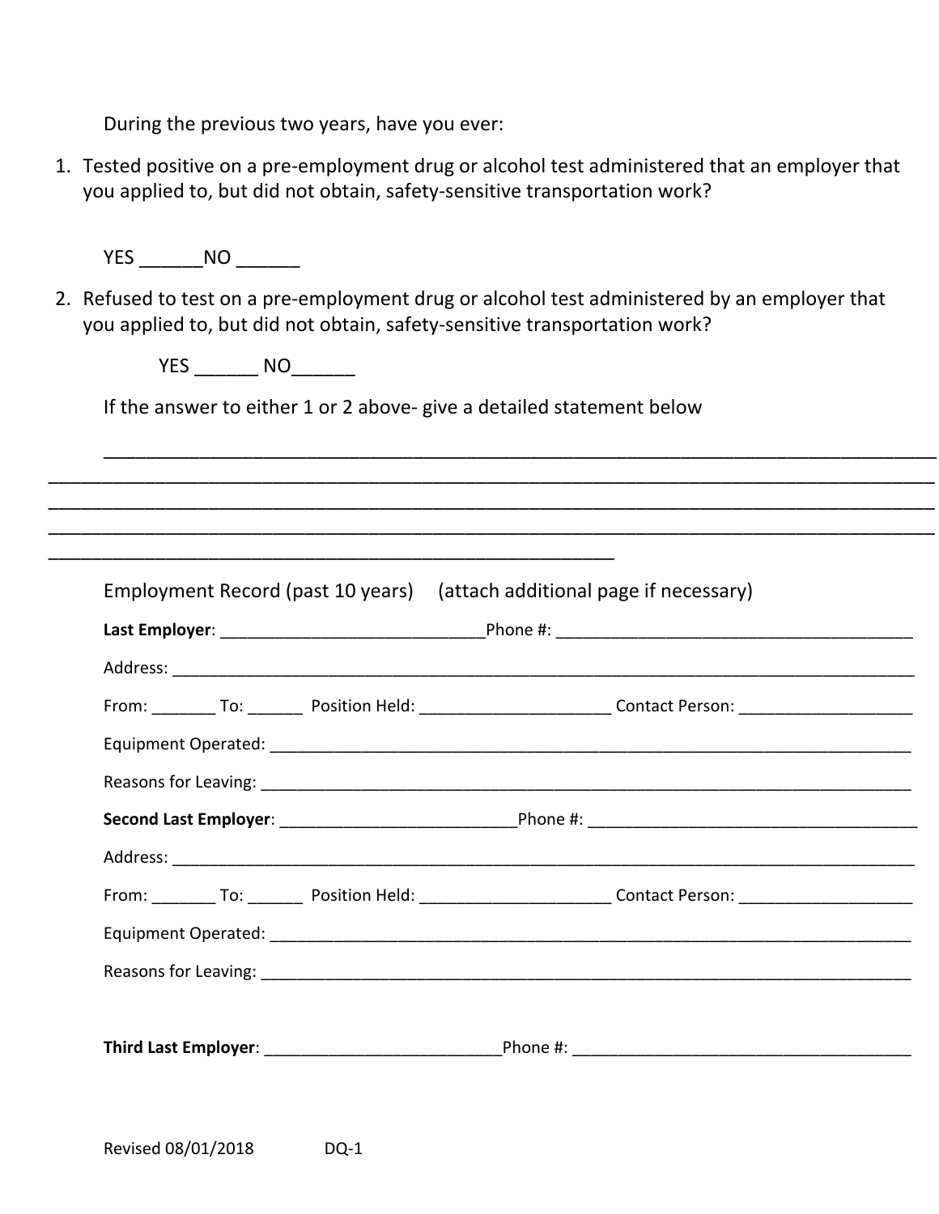During the previous two years, have you ever:

1. Tested positive on a pre-employment drug or alcohol test administered that an employer that you applied to, but did not obtain, safety-sensitive transportation work?

   YES ______NO ______

2. Refused to test on a pre-employment drug or alcohol test administered by an employer that you applied to, but did not obtain, safety-sensitive transportation work?

   YES ______ NO______

If the answer to either 1 or 2 above- give a detailed statement below

_______________________________________________________________________________
_______________________________________________________________________________
_______________________________________________________________________________
_______________________________________________________________________________
____________________________________________________

Employment Record (past 10 years)     (attach additional page if necessary)

**Last Employer**: ____________________________Phone #: ______________________________________

Address: _______________________________________________________________________________

From: _______ To: ______  Position Held: ____________________ Contact Person: __________________

Equipment Operated: _____________________________________________________________________

Reasons for Leaving: _____________________________________________________________________

**Second Last Employer**: _________________________Phone #: ___________________________________

Address: _______________________________________________________________________________

From: _______ To: ______  Position Held: ____________________ Contact Person: __________________

Equipment Operated: _____________________________________________________________________

Reasons for Leaving: _____________________________________________________________________

**Third Last Employer**: _________________________Phone #: _____________________________________

Revised 08/01/2018          DQ-1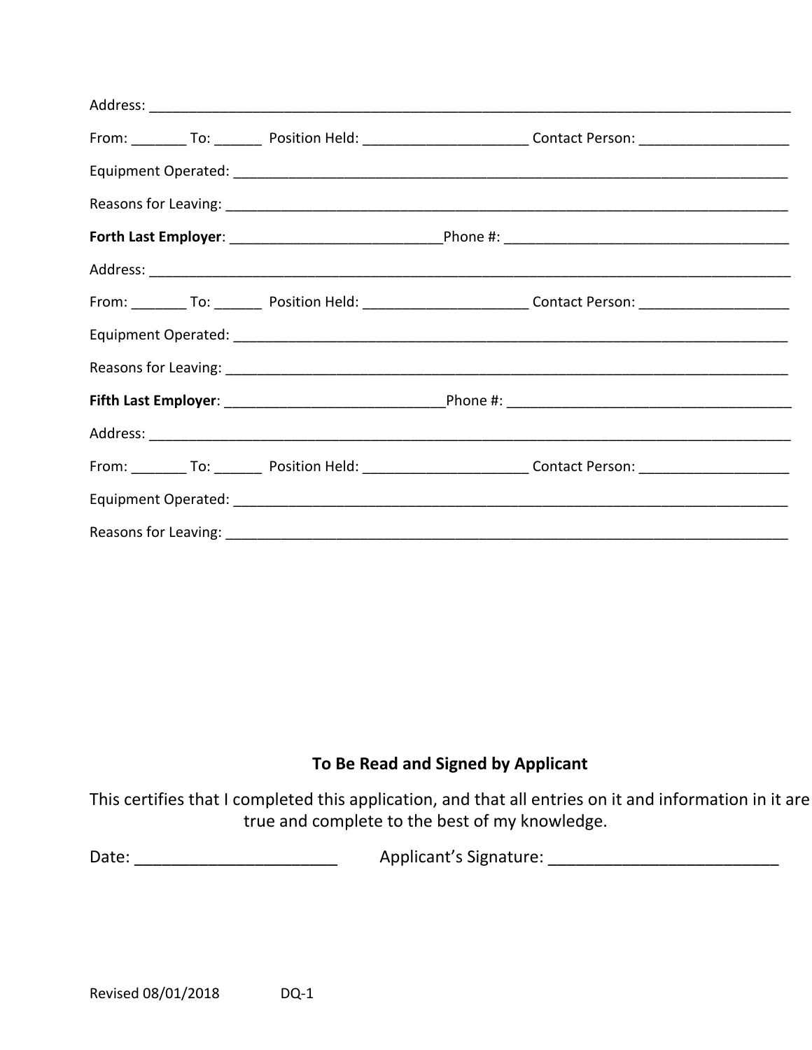Address: ________________________________________________________________________________

From: _______ To: ______ Position Held: ____________________ Contact Person: __________________

Equipment Operated: _______________________________________________________________________

Reasons for Leaving: _______________________________________________________________________

**Forth Last Employer**: __________________________Phone #: ____________________________________

Address: ________________________________________________________________________________

From: _______ To: ______ Position Held: ____________________ Contact Person: __________________

Equipment Operated: _______________________________________________________________________

Reasons for Leaving: _______________________________________________________________________

**Fifth Last Employer**: ___________________________Phone #: ____________________________________

Address: ________________________________________________________________________________

From: _______ To: ______ Position Held: ____________________ Contact Person: __________________

Equipment Operated: _______________________________________________________________________

Reasons for Leaving: _______________________________________________________________________

**To Be Read and Signed by Applicant**

This certifies that I completed this application, and that all entries on it and information in it are true and complete to the best of my knowledge.

Date: ______________________ Applicant's Signature: _________________________

Revised 08/01/2018 DQ-1